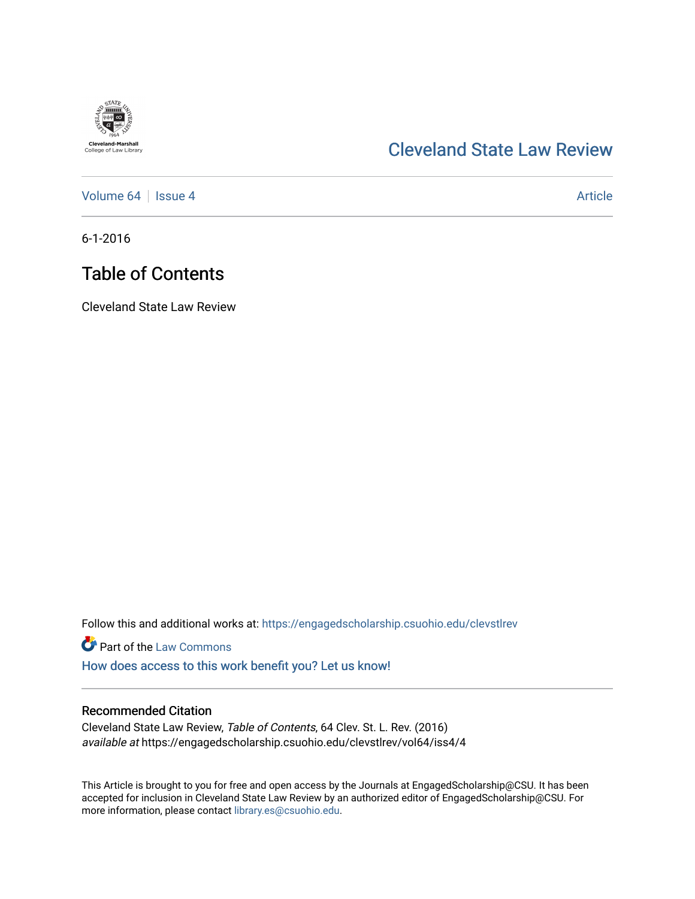Cleveland State Law Review

Volume 64 | Issue 4 — Article

6-1-2016

# Table of Contents

Cleveland State Law Review

Follow this and additional works at: https://engagedscholarship.csuohio.edu/clevstlrev

Part of the Law Commons

How does access to this work benefit you? Let us know!

## Recommended Citation

Cleveland State Law Review, *Table of Contents*, 64 Clev. St. L. Rev. (2016)
*available at* https://engagedscholarship.csuohio.edu/clevstlrev/vol64/iss4/4

This Article is brought to you for free and open access by the Journals at EngagedScholarship@CSU. It has been accepted for inclusion in Cleveland State Law Review by an authorized editor of EngagedScholarship@CSU. For more information, please contact library.es@csuohio.edu.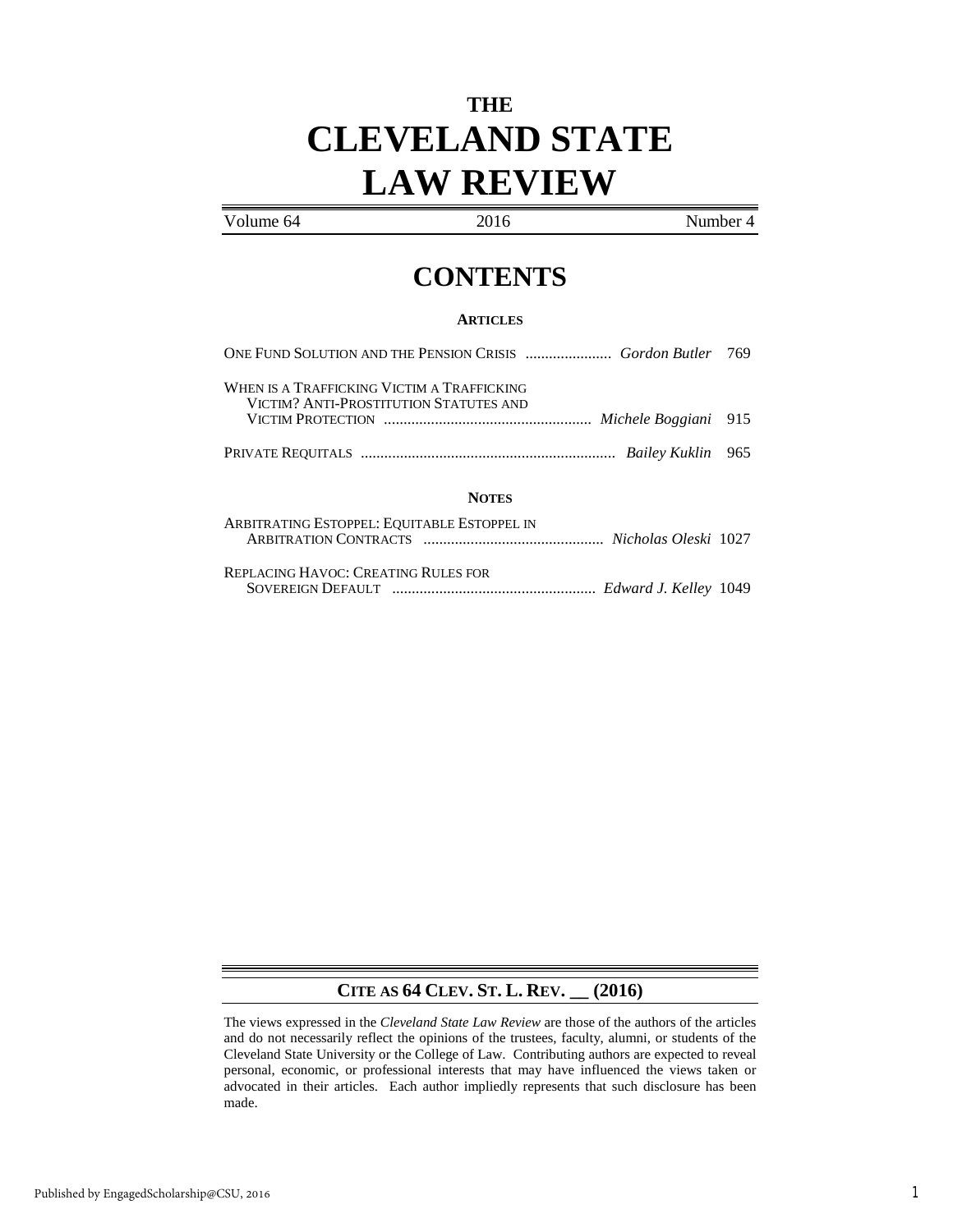# THE CLEVELAND STATE LAW REVIEW

Volume 64 | 2016 | Number 4

## CONTENTS

### ARTICLES

ONE FUND SOLUTION AND THE PENSION CRISIS ...................... *Gordon Butler* 769

WHEN IS A TRAFFICKING VICTIM A TRAFFICKING VICTIM? ANTI-PROSTITUTION STATUTES AND VICTIM PROTECTION ..................................................... *Michele Boggiani* 915

PRIVATE REQUITALS ................................................................. *Bailey Kuklin* 965

### NOTES

ARBITRATING ESTOPPEL: EQUITABLE ESTOPPEL IN ARBITRATION CONTRACTS .............................................. *Nicholas Oleski* 1027

REPLACING HAVOC: CREATING RULES FOR SOVEREIGN DEFAULT .................................................... *Edward J. Kelley* 1049

---

**CITE AS 64 CLEV. ST. L. REV. __ (2016)**

The views expressed in the *Cleveland State Law Review* are those of the authors of the articles and do not necessarily reflect the opinions of the trustees, faculty, alumni, or students of the Cleveland State University or the College of Law. Contributing authors are expected to reveal personal, economic, or professional interests that may have influenced the views taken or advocated in their articles. Each author impliedly represents that such disclosure has been made.